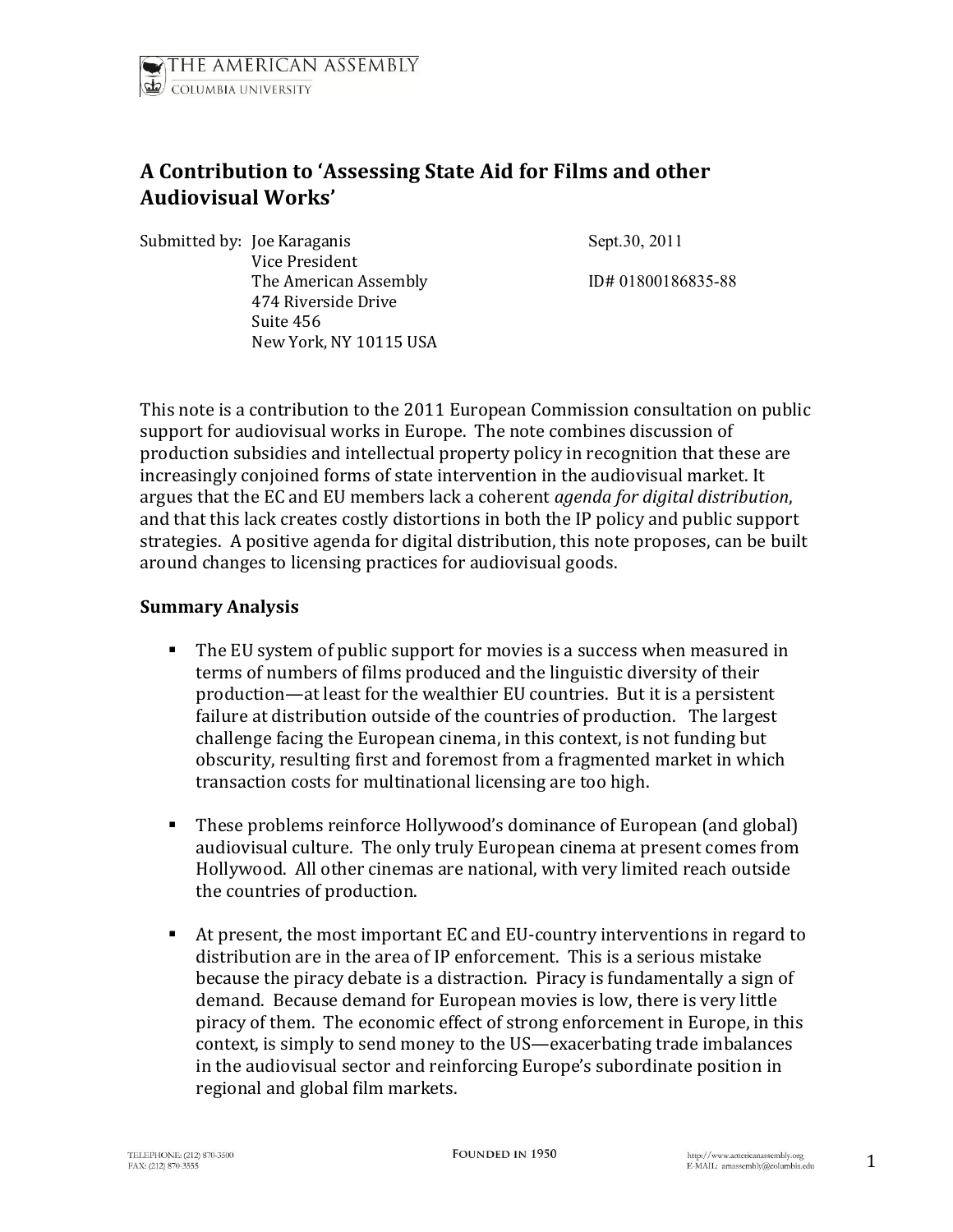THE AMERICAN ASSEMBLY
COLUMBIA UNIVERSITY

# A Contribution to 'Assessing State Aid for Films and other Audiovisual Works'

Submitted by: Joe Karaganis
Vice President
The American Assembly
474 Riverside Drive
Suite 456
New York, NY 10115 USA

Sept.30, 2011

ID# 01800186835-88

This note is a contribution to the 2011 European Commission consultation on public support for audiovisual works in Europe. The note combines discussion of production subsidies and intellectual property policy in recognition that these are increasingly conjoined forms of state intervention in the audiovisual market. It argues that the EC and EU members lack a coherent *agenda for digital distribution*, and that this lack creates costly distortions in both the IP policy and public support strategies. A positive agenda for digital distribution, this note proposes, can be built around changes to licensing practices for audiovisual goods.

## Summary Analysis

- The EU system of public support for movies is a success when measured in terms of numbers of films produced and the linguistic diversity of their production—at least for the wealthier EU countries. But it is a persistent failure at distribution outside of the countries of production. The largest challenge facing the European cinema, in this context, is not funding but obscurity, resulting first and foremost from a fragmented market in which transaction costs for multinational licensing are too high.

- These problems reinforce Hollywood's dominance of European (and global) audiovisual culture. The only truly European cinema at present comes from Hollywood. All other cinemas are national, with very limited reach outside the countries of production.

- At present, the most important EC and EU-country interventions in regard to distribution are in the area of IP enforcement. This is a serious mistake because the piracy debate is a distraction. Piracy is fundamentally a sign of demand. Because demand for European movies is low, there is very little piracy of them. The economic effect of strong enforcement in Europe, in this context, is simply to send money to the US—exacerbating trade imbalances in the audiovisual sector and reinforcing Europe's subordinate position in regional and global film markets.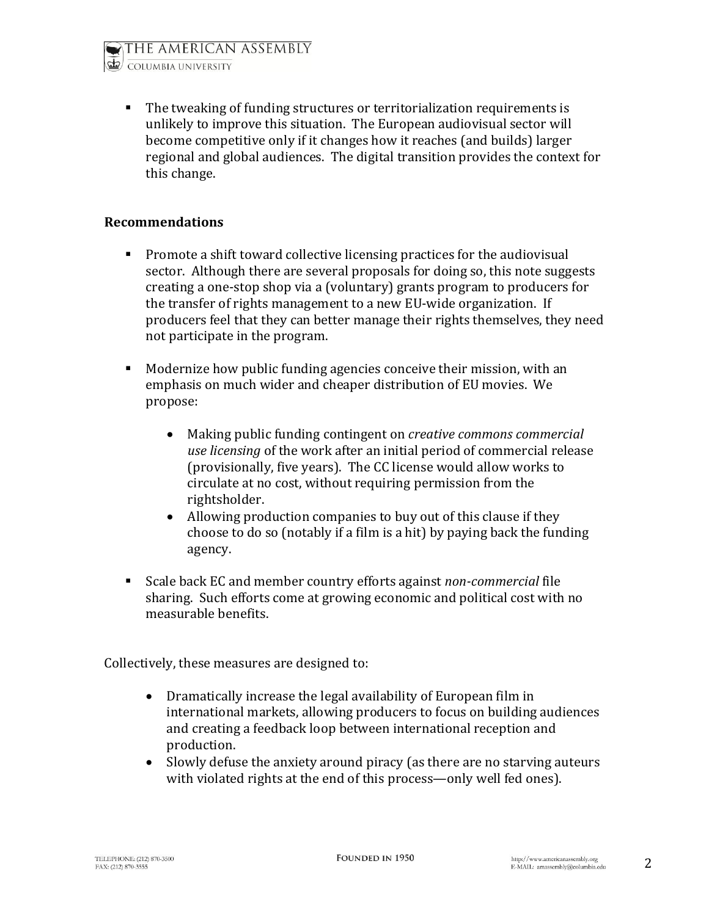- The tweaking of funding structures or territorialization requirements is unlikely to improve this situation. The European audiovisual sector will become competitive only if it changes how it reaches (and builds) larger regional and global audiences. The digital transition provides the context for this change.

**Recommendations**

- Promote a shift toward collective licensing practices for the audiovisual sector. Although there are several proposals for doing so, this note suggests creating a one-stop shop via a (voluntary) grants program to producers for the transfer of rights management to a new EU-wide organization. If producers feel that they can better manage their rights themselves, they need not participate in the program.

- Modernize how public funding agencies conceive their mission, with an emphasis on much wider and cheaper distribution of EU movies. We propose:

    - Making public funding contingent on *creative commons commercial use licensing* of the work after an initial period of commercial release (provisionally, five years). The CC license would allow works to circulate at no cost, without requiring permission from the rightsholder.
    - Allowing production companies to buy out of this clause if they choose to do so (notably if a film is a hit) by paying back the funding agency.

- Scale back EC and member country efforts against *non-commercial* file sharing. Such efforts come at growing economic and political cost with no measurable benefits.

Collectively, these measures are designed to:

- Dramatically increase the legal availability of European film in international markets, allowing producers to focus on building audiences and creating a feedback loop between international reception and production.
- Slowly defuse the anxiety around piracy (as there are no starving auteurs with violated rights at the end of this process—only well fed ones).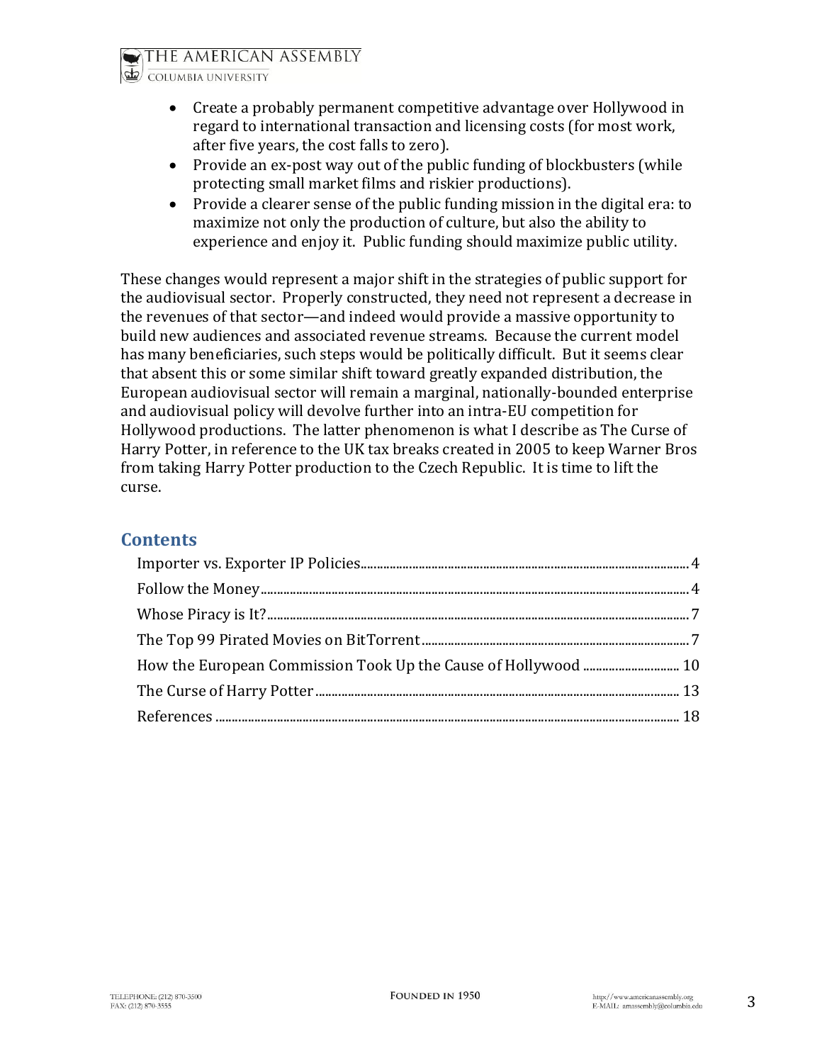- Create a probably permanent competitive advantage over Hollywood in regard to international transaction and licensing costs (for most work, after five years, the cost falls to zero).
- Provide an ex-post way out of the public funding of blockbusters (while protecting small market films and riskier productions).
- Provide a clearer sense of the public funding mission in the digital era: to maximize not only the production of culture, but also the ability to experience and enjoy it. Public funding should maximize public utility.

These changes would represent a major shift in the strategies of public support for the audiovisual sector. Properly constructed, they need not represent a decrease in the revenues of that sector—and indeed would provide a massive opportunity to build new audiences and associated revenue streams. Because the current model has many beneficiaries, such steps would be politically difficult. But it seems clear that absent this or some similar shift toward greatly expanded distribution, the European audiovisual sector will remain a marginal, nationally-bounded enterprise and audiovisual policy will devolve further into an intra-EU competition for Hollywood productions. The latter phenomenon is what I describe as The Curse of Harry Potter, in reference to the UK tax breaks created in 2005 to keep Warner Bros from taking Harry Potter production to the Czech Republic. It is time to lift the curse.

## Contents

- Importer vs. Exporter IP Policies ........ 4
- Follow the Money ........ 4
- Whose Piracy is It? ........ 7
- The Top 99 Pirated Movies on BitTorrent ........ 7
- How the European Commission Took Up the Cause of Hollywood ........ 10
- The Curse of Harry Potter ........ 13
- References ........ 18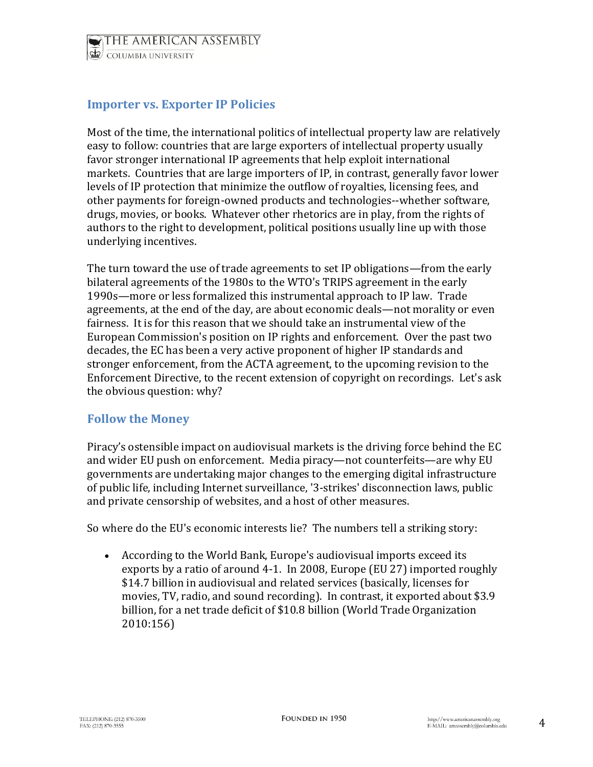## Importer vs. Exporter IP Policies

Most of the time, the international politics of intellectual property law are relatively easy to follow: countries that are large exporters of intellectual property usually favor stronger international IP agreements that help exploit international markets. Countries that are large importers of IP, in contrast, generally favor lower levels of IP protection that minimize the outflow of royalties, licensing fees, and other payments for foreign-owned products and technologies--whether software, drugs, movies, or books. Whatever other rhetorics are in play, from the rights of authors to the right to development, political positions usually line up with those underlying incentives.

The turn toward the use of trade agreements to set IP obligations—from the early bilateral agreements of the 1980s to the WTO's TRIPS agreement in the early 1990s—more or less formalized this instrumental approach to IP law. Trade agreements, at the end of the day, are about economic deals—not morality or even fairness. It is for this reason that we should take an instrumental view of the European Commission's position on IP rights and enforcement. Over the past two decades, the EC has been a very active proponent of higher IP standards and stronger enforcement, from the ACTA agreement, to the upcoming revision to the Enforcement Directive, to the recent extension of copyright on recordings. Let's ask the obvious question: why?

## Follow the Money

Piracy's ostensible impact on audiovisual markets is the driving force behind the EC and wider EU push on enforcement. Media piracy—not counterfeits—are why EU governments are undertaking major changes to the emerging digital infrastructure of public life, including Internet surveillance, '3-strikes' disconnection laws, public and private censorship of websites, and a host of other measures.

So where do the EU's economic interests lie? The numbers tell a striking story:

- According to the World Bank, Europe's audiovisual imports exceed its exports by a ratio of around 4-1. In 2008, Europe (EU 27) imported roughly $14.7 billion in audiovisual and related services (basically, licenses for movies, TV, radio, and sound recording). In contrast, it exported about $3.9 billion, for a net trade deficit of $10.8 billion (World Trade Organization 2010:156)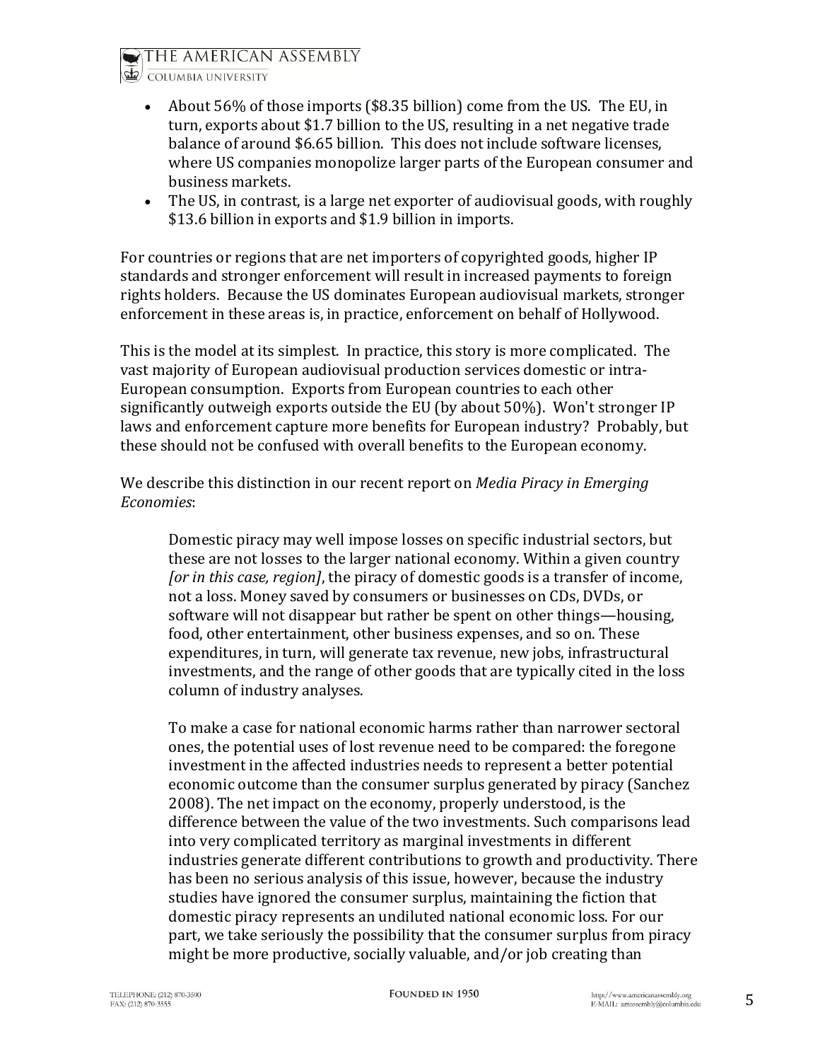- About 56% of those imports ($8.35 billion) come from the US. The EU, in turn, exports about $1.7 billion to the US, resulting in a net negative trade balance of around $6.65 billion. This does not include software licenses, where US companies monopolize larger parts of the European consumer and business markets.
- The US, in contrast, is a large net exporter of audiovisual goods, with roughly $13.6 billion in exports and $1.9 billion in imports.

For countries or regions that are net importers of copyrighted goods, higher IP standards and stronger enforcement will result in increased payments to foreign rights holders. Because the US dominates European audiovisual markets, stronger enforcement in these areas is, in practice, enforcement on behalf of Hollywood.

This is the model at its simplest. In practice, this story is more complicated. The vast majority of European audiovisual production services domestic or intra-European consumption. Exports from European countries to each other significantly outweigh exports outside the EU (by about 50%). Won't stronger IP laws and enforcement capture more benefits for European industry? Probably, but these should not be confused with overall benefits to the European economy.

We describe this distinction in our recent report on *Media Piracy in Emerging Economies*:

> Domestic piracy may well impose losses on specific industrial sectors, but these are not losses to the larger national economy. Within a given country *[or in this case, region]*, the piracy of domestic goods is a transfer of income, not a loss. Money saved by consumers or businesses on CDs, DVDs, or software will not disappear but rather be spent on other things—housing, food, other entertainment, other business expenses, and so on. These expenditures, in turn, will generate tax revenue, new jobs, infrastructural investments, and the range of other goods that are typically cited in the loss column of industry analyses.
>
> To make a case for national economic harms rather than narrower sectoral ones, the potential uses of lost revenue need to be compared: the foregone investment in the affected industries needs to represent a better potential economic outcome than the consumer surplus generated by piracy (Sanchez 2008). The net impact on the economy, properly understood, is the difference between the value of the two investments. Such comparisons lead into very complicated territory as marginal investments in different industries generate different contributions to growth and productivity. There has been no serious analysis of this issue, however, because the industry studies have ignored the consumer surplus, maintaining the fiction that domestic piracy represents an undiluted national economic loss. For our part, we take seriously the possibility that the consumer surplus from piracy might be more productive, socially valuable, and/or job creating than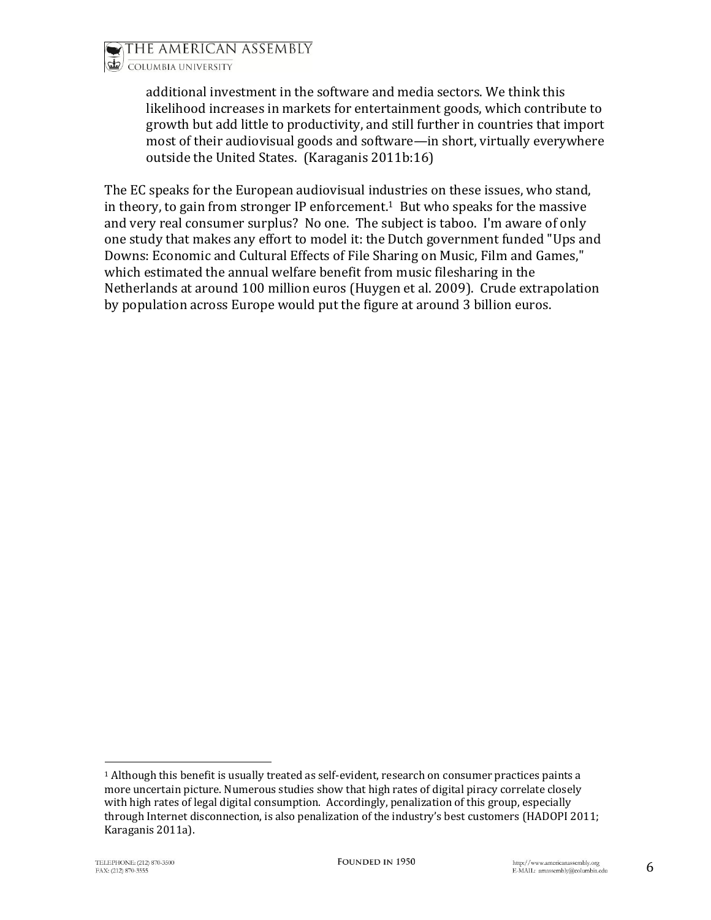> additional investment in the software and media sectors. We think this likelihood increases in markets for entertainment goods, which contribute to growth but add little to productivity, and still further in countries that import most of their audiovisual goods and software—in short, virtually everywhere outside the United States. (Karaganis 2011b:16)

The EC speaks for the European audiovisual industries on these issues, who stand, in theory, to gain from stronger IP enforcement.[1] But who speaks for the massive and very real consumer surplus? No one. The subject is taboo. I'm aware of only one study that makes any effort to model it: the Dutch government funded "Ups and Downs: Economic and Cultural Effects of File Sharing on Music, Film and Games," which estimated the annual welfare benefit from music filesharing in the Netherlands at around 100 million euros (Huygen et al. 2009). Crude extrapolation by population across Europe would put the figure at around 3 billion euros.

---

[1] Although this benefit is usually treated as self-evident, research on consumer practices paints a more uncertain picture. Numerous studies show that high rates of digital piracy correlate closely with high rates of legal digital consumption. Accordingly, penalization of this group, especially through Internet disconnection, is also penalization of the industry's best customers (HADOPI 2011; Karaganis 2011a).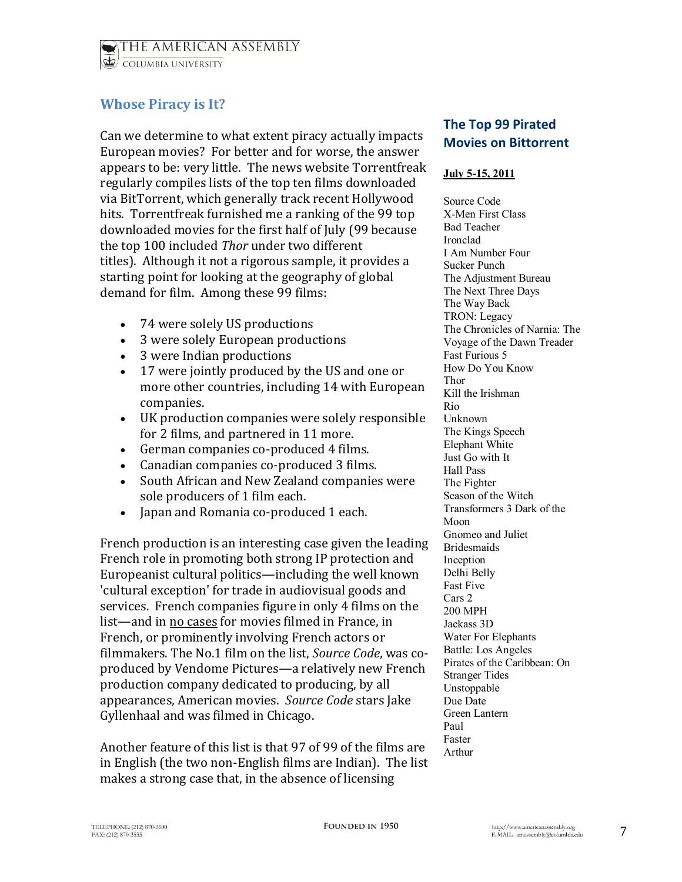## Whose Piracy is It?

Can we determine to what extent piracy actually impacts European movies? For better and for worse, the answer appears to be: very little. The news website Torrentfreak regularly compiles lists of the top ten films downloaded via BitTorrent, which generally track recent Hollywood hits. Torrentfreak furnished me a ranking of the 99 top downloaded movies for the first half of July (99 because the top 100 included *Thor* under two different titles). Although it not a rigorous sample, it provides a starting point for looking at the geography of global demand for film. Among these 99 films:

- 74 were solely US productions
- 3 were solely European productions
- 3 were Indian productions
- 17 were jointly produced by the US and one or more other countries, including 14 with European companies.
- UK production companies were solely responsible for 2 films, and partnered in 11 more.
- German companies co-produced 4 films.
- Canadian companies co-produced 3 films.
- South African and New Zealand companies were sole producers of 1 film each.
- Japan and Romania co-produced 1 each.

French production is an interesting case given the leading French role in promoting both strong IP protection and Europeanist cultural politics—including the well known 'cultural exception' for trade in audiovisual goods and services. French companies figure in only 4 films on the list—and in <u>no cases</u> for movies filmed in France, in French, or prominently involving French actors or filmmakers. The No.1 film on the list, *Source Code*, was co-produced by Vendome Pictures—a relatively new French production company dedicated to producing, by all appearances, American movies. *Source Code* stars Jake Gyllenhaal and was filmed in Chicago.

Another feature of this list is that 97 of 99 of the films are in English (the two non-English films are Indian). The list makes a strong case that, in the absence of licensing

### The Top 99 Pirated Movies on Bittorrent

**<u>July 5-15, 2011</u>**

Source Code
X-Men First Class
Bad Teacher
Ironclad
I Am Number Four
Sucker Punch
The Adjustment Bureau
The Next Three Days
The Way Back
TRON: Legacy
The Chronicles of Narnia: The Voyage of the Dawn Treader
Fast Furious 5
How Do You Know
Thor
Kill the Irishman
Rio
Unknown
The Kings Speech
Elephant White
Just Go with It
Hall Pass
The Fighter
Season of the Witch
Transformers 3 Dark of the Moon
Gnomeo and Juliet
Bridesmaids
Inception
Delhi Belly
Fast Five
Cars 2
200 MPH
Jackass 3D
Water For Elephants
Battle: Los Angeles
Pirates of the Caribbean: On Stranger Tides
Unstoppable
Due Date
Green Lantern
Paul
Faster
Arthur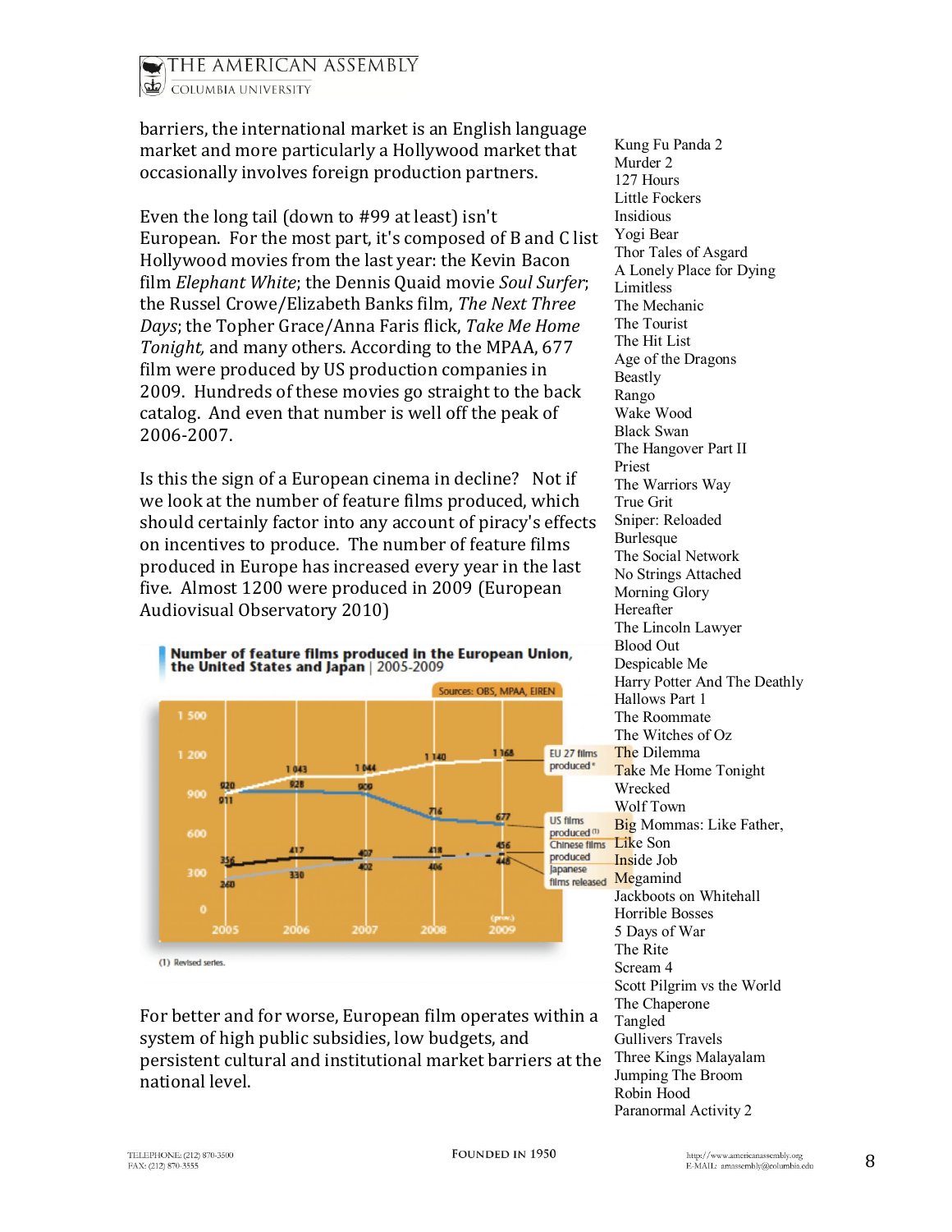barriers, the international market is an English language market and more particularly a Hollywood market that occasionally involves foreign production partners.

Even the long tail (down to #99 at least) isn't European. For the most part, it's composed of B and C list Hollywood movies from the last year: the Kevin Bacon film *Elephant White*; the Dennis Quaid movie *Soul Surfer*; the Russel Crowe/Elizabeth Banks film, *The Next Three Days*; the Topher Grace/Anna Faris flick, *Take Me Home Tonight,* and many others. According to the MPAA, 677 film were produced by US production companies in 2009. Hundreds of these movies go straight to the back catalog. And even that number is well off the peak of 2006-2007.

Is this the sign of a European cinema in decline? Not if we look at the number of feature films produced, which should certainly factor into any account of piracy's effects on incentives to produce. The number of feature films produced in Europe has increased every year in the last five. Almost 1200 were produced in 2009 (European Audiovisual Observatory 2010)

**Number of feature films produced in the European Union, the United States and Japan** | 2005-2009

Sources: OBS, MPAA, EIREN

| | 2005 | 2006 | 2007 | 2008 | 2009 (prov.) |
|---|---|---|---|---|---|
| EU 27 films produced | 920 | 1 043 | 1 044 | 1 140 | 1 168 |
| US films produced (1) | 911 | 928 | 909 | 716 | 677 |
| Chinese films produced | 260 | 330 | 402 | 406 | 456 |
| Japanese films released | 356 | 417 | 407 | 418 | 448 |

(1) Revised series.

For better and for worse, European film operates within a system of high public subsidies, low budgets, and persistent cultural and institutional market barriers at the national level.

Kung Fu Panda 2
Murder 2
127 Hours
Little Fockers
Insidious
Yogi Bear
Thor Tales of Asgard
A Lonely Place for Dying
Limitless
The Mechanic
The Tourist
The Hit List
Age of the Dragons
Beastly
Rango
Wake Wood
Black Swan
The Hangover Part II
Priest
The Warriors Way
True Grit
Sniper: Reloaded
Burlesque
The Social Network
No Strings Attached
Morning Glory
Hereafter
The Lincoln Lawyer
Blood Out
Despicable Me
Harry Potter And The Deathly Hallows Part 1
The Roommate
The Witches of Oz
The Dilemma
Take Me Home Tonight
Wrecked
Wolf Town
Big Mommas: Like Father, Like Son
Inside Job
Megamind
Jackboots on Whitehall
Horrible Bosses
5 Days of War
The Rite
Scream 4
Scott Pilgrim vs the World
The Chaperone
Tangled
Gullivers Travels
Three Kings Malayalam
Jumping The Broom
Robin Hood
Paranormal Activity 2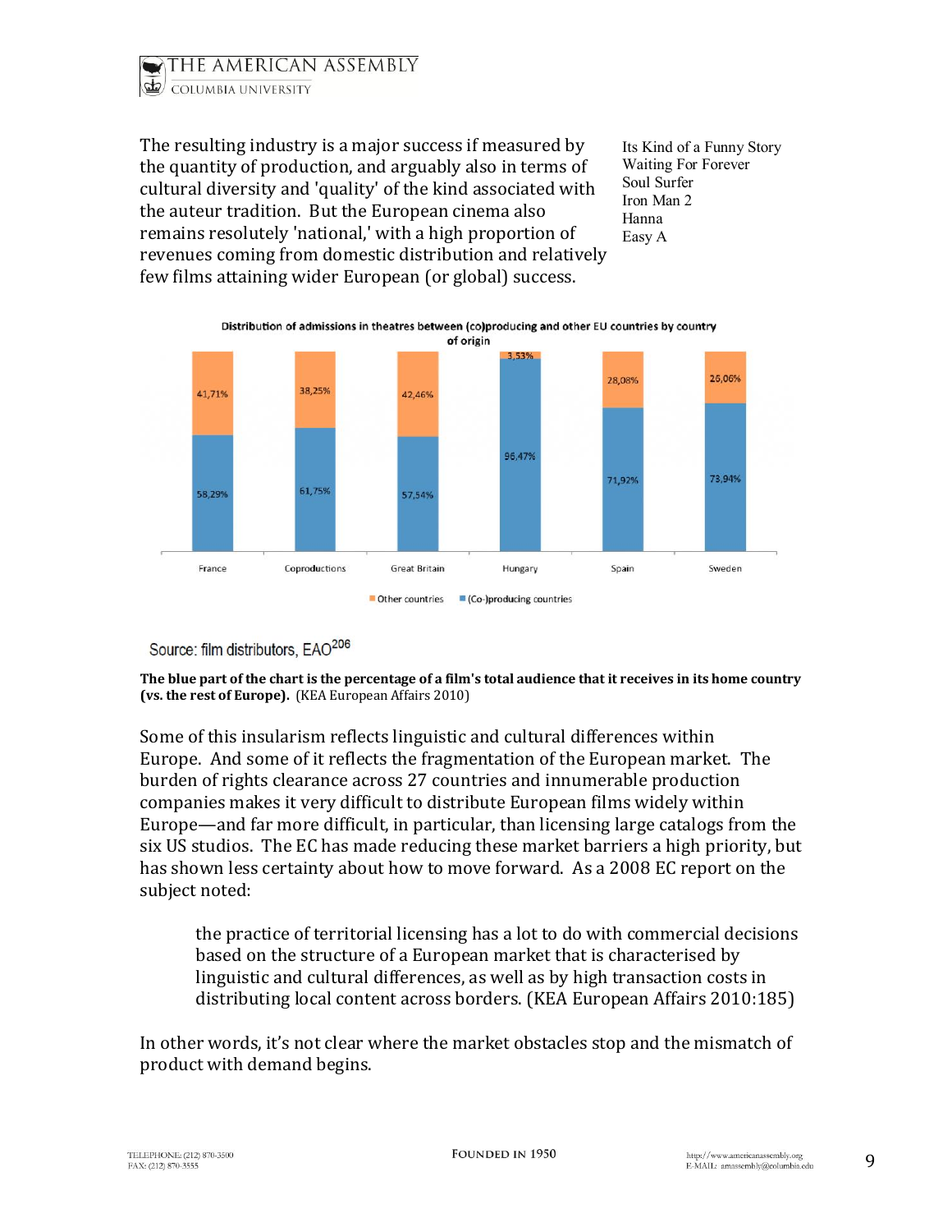The resulting industry is a major success if measured by the quantity of production, and arguably also in terms of cultural diversity and 'quality' of the kind associated with the auteur tradition. But the European cinema also remains resolutely 'national,' with a high proportion of revenues coming from domestic distribution and relatively few films attaining wider European (or global) success.

Its Kind of a Funny Story
Waiting For Forever
Soul Surfer
Iron Man 2
Hanna
Easy A

**Distribution of admissions in theatres between (co)producing and other EU countries by country of origin**

| | France | Coproductions | Great Britain | Hungary | Spain | Sweden |
|---|---|---|---|---|---|---|
| Other countries | 41,71% | 38,25% | 42,46% | 3,53% | 28,08% | 26,06% |
| (Co-)producing countries | 58,29% | 61,75% | 57,54% | 96,47% | 71,92% | 73,94% |

Source: film distributors, EAO[206]

**The blue part of the chart is the percentage of a film's total audience that it receives in its home country (vs. the rest of Europe).** (KEA European Affairs 2010)

Some of this insularism reflects linguistic and cultural differences within Europe. And some of it reflects the fragmentation of the European market. The burden of rights clearance across 27 countries and innumerable production companies makes it very difficult to distribute European films widely within Europe—and far more difficult, in particular, than licensing large catalogs from the six US studios. The EC has made reducing these market barriers a high priority, but has shown less certainty about how to move forward. As a 2008 EC report on the subject noted:

> the practice of territorial licensing has a lot to do with commercial decisions based on the structure of a European market that is characterised by linguistic and cultural differences, as well as by high transaction costs in distributing local content across borders. (KEA European Affairs 2010:185)

In other words, it's not clear where the market obstacles stop and the mismatch of product with demand begins.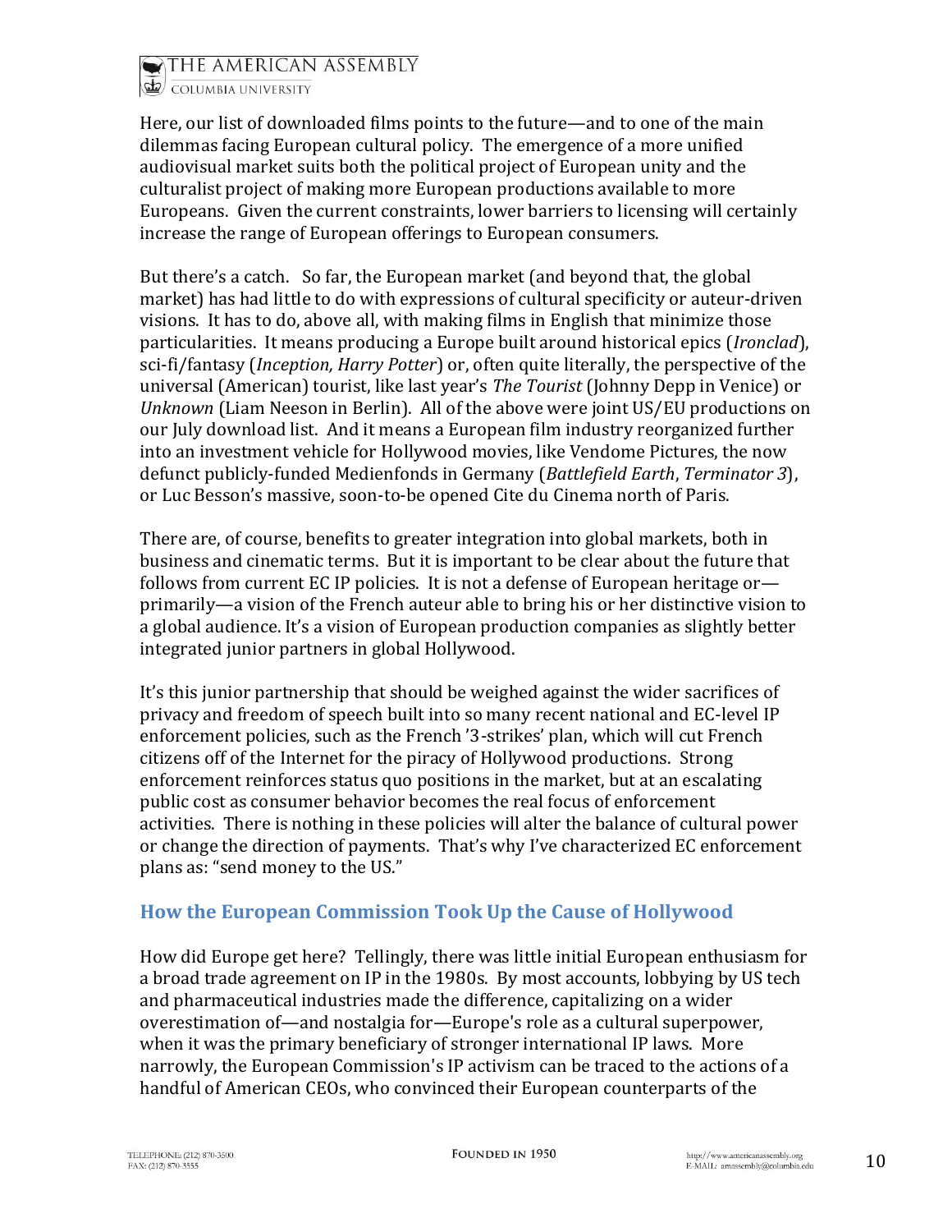Here, our list of downloaded films points to the future—and to one of the main dilemmas facing European cultural policy. The emergence of a more unified audiovisual market suits both the political project of European unity and the culturalist project of making more European productions available to more Europeans. Given the current constraints, lower barriers to licensing will certainly increase the range of European offerings to European consumers.

But there's a catch. So far, the European market (and beyond that, the global market) has had little to do with expressions of cultural specificity or auteur-driven visions. It has to do, above all, with making films in English that minimize those particularities. It means producing a Europe built around historical epics (*Ironclad*), sci-fi/fantasy (*Inception, Harry Potter*) or, often quite literally, the perspective of the universal (American) tourist, like last year's *The Tourist* (Johnny Depp in Venice) or *Unknown* (Liam Neeson in Berlin). All of the above were joint US/EU productions on our July download list. And it means a European film industry reorganized further into an investment vehicle for Hollywood movies, like Vendome Pictures, the now defunct publicly-funded Medienfonds in Germany (*Battlefield Earth*, *Terminator 3*), or Luc Besson's massive, soon-to-be opened Cite du Cinema north of Paris.

There are, of course, benefits to greater integration into global markets, both in business and cinematic terms. But it is important to be clear about the future that follows from current EC IP policies. It is not a defense of European heritage or—primarily—a vision of the French auteur able to bring his or her distinctive vision to a global audience. It's a vision of European production companies as slightly better integrated junior partners in global Hollywood.

It's this junior partnership that should be weighed against the wider sacrifices of privacy and freedom of speech built into so many recent national and EC-level IP enforcement policies, such as the French '3-strikes' plan, which will cut French citizens off of the Internet for the piracy of Hollywood productions. Strong enforcement reinforces status quo positions in the market, but at an escalating public cost as consumer behavior becomes the real focus of enforcement activities. There is nothing in these policies will alter the balance of cultural power or change the direction of payments. That's why I've characterized EC enforcement plans as: "send money to the US."

## How the European Commission Took Up the Cause of Hollywood

How did Europe get here? Tellingly, there was little initial European enthusiasm for a broad trade agreement on IP in the 1980s. By most accounts, lobbying by US tech and pharmaceutical industries made the difference, capitalizing on a wider overestimation of—and nostalgia for—Europe's role as a cultural superpower, when it was the primary beneficiary of stronger international IP laws. More narrowly, the European Commission's IP activism can be traced to the actions of a handful of American CEOs, who convinced their European counterparts of the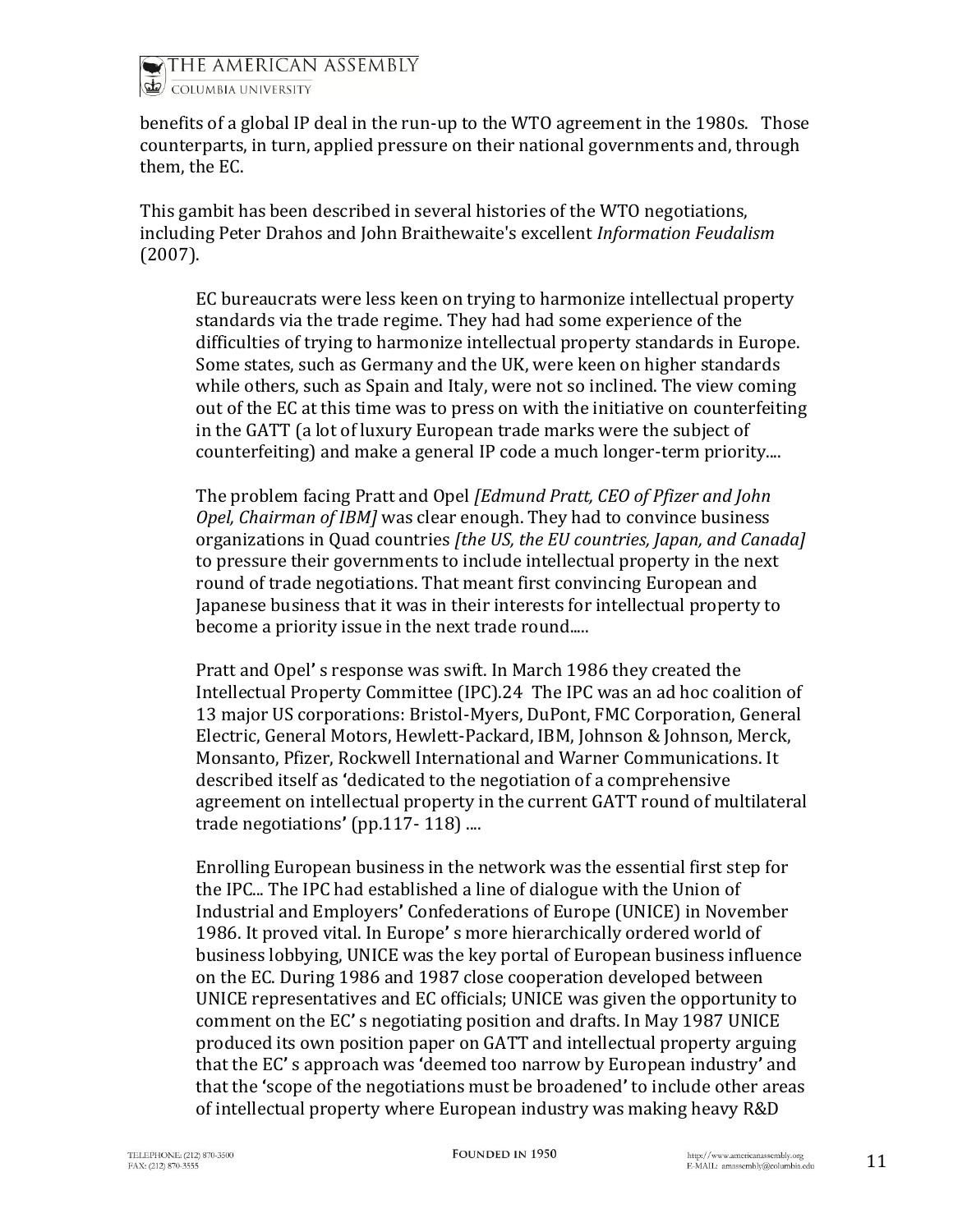benefits of a global IP deal in the run-up to the WTO agreement in the 1980s. Those counterparts, in turn, applied pressure on their national governments and, through them, the EC.

This gambit has been described in several histories of the WTO negotiations, including Peter Drahos and John Braithewaite's excellent *Information Feudalism* (2007).

> EC bureaucrats were less keen on trying to harmonize intellectual property standards via the trade regime. They had had some experience of the difficulties of trying to harmonize intellectual property standards in Europe. Some states, such as Germany and the UK, were keen on higher standards while others, such as Spain and Italy, were not so inclined. The view coming out of the EC at this time was to press on with the initiative on counterfeiting in the GATT (a lot of luxury European trade marks were the subject of counterfeiting) and make a general IP code a much longer-term priority....
>
> The problem facing Pratt and Opel *[Edmund Pratt, CEO of Pfizer and John Opel, Chairman of IBM]* was clear enough. They had to convince business organizations in Quad countries *[the US, the EU countries, Japan, and Canada]* to pressure their governments to include intellectual property in the next round of trade negotiations. That meant first convincing European and Japanese business that it was in their interests for intellectual property to become a priority issue in the next trade round.....
>
> Pratt and Opel' s response was swift. In March 1986 they created the Intellectual Property Committee (IPC).24 The IPC was an ad hoc coalition of 13 major US corporations: Bristol-Myers, DuPont, FMC Corporation, General Electric, General Motors, Hewlett-Packard, IBM, Johnson & Johnson, Merck, Monsanto, Pfizer, Rockwell International and Warner Communications. It described itself as 'dedicated to the negotiation of a comprehensive agreement on intellectual property in the current GATT round of multilateral trade negotiations' (pp.117- 118) ....
>
> Enrolling European business in the network was the essential first step for the IPC... The IPC had established a line of dialogue with the Union of Industrial and Employers' Confederations of Europe (UNICE) in November 1986. It proved vital. In Europe' s more hierarchically ordered world of business lobbying, UNICE was the key portal of European business influence on the EC. During 1986 and 1987 close cooperation developed between UNICE representatives and EC officials; UNICE was given the opportunity to comment on the EC' s negotiating position and drafts. In May 1987 UNICE produced its own position paper on GATT and intellectual property arguing that the EC' s approach was 'deemed too narrow by European industry' and that the 'scope of the negotiations must be broadened' to include other areas of intellectual property where European industry was making heavy R&D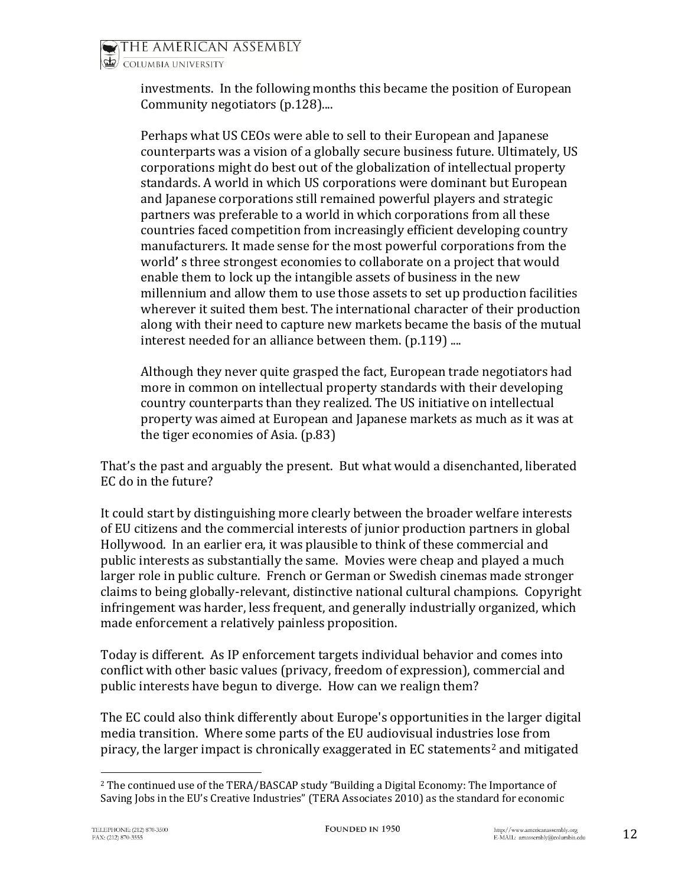> investments. In the following months this became the position of European Community negotiators (p.128)....
>
> Perhaps what US CEOs were able to sell to their European and Japanese counterparts was a vision of a globally secure business future. Ultimately, US corporations might do best out of the globalization of intellectual property standards. A world in which US corporations were dominant but European and Japanese corporations still remained powerful players and strategic partners was preferable to a world in which corporations from all these countries faced competition from increasingly efficient developing country manufacturers. It made sense for the most powerful corporations from the world' s three strongest economies to collaborate on a project that would enable them to lock up the intangible assets of business in the new millennium and allow them to use those assets to set up production facilities wherever it suited them best. The international character of their production along with their need to capture new markets became the basis of the mutual interest needed for an alliance between them. (p.119) ....
>
> Although they never quite grasped the fact, European trade negotiators had more in common on intellectual property standards with their developing country counterparts than they realized. The US initiative on intellectual property was aimed at European and Japanese markets as much as it was at the tiger economies of Asia. (p.83)

That's the past and arguably the present. But what would a disenchanted, liberated EC do in the future?

It could start by distinguishing more clearly between the broader welfare interests of EU citizens and the commercial interests of junior production partners in global Hollywood. In an earlier era, it was plausible to think of these commercial and public interests as substantially the same. Movies were cheap and played a much larger role in public culture. French or German or Swedish cinemas made stronger claims to being globally-relevant, distinctive national cultural champions. Copyright infringement was harder, less frequent, and generally industrially organized, which made enforcement a relatively painless proposition.

Today is different. As IP enforcement targets individual behavior and comes into conflict with other basic values (privacy, freedom of expression), commercial and public interests have begun to diverge. How can we realign them?

The EC could also think differently about Europe's opportunities in the larger digital media transition. Where some parts of the EU audiovisual industries lose from piracy, the larger impact is chronically exaggerated in EC statements[2] and mitigated

---

[2] The continued use of the TERA/BASCAP study "Building a Digital Economy: The Importance of Saving Jobs in the EU's Creative Industries" (TERA Associates 2010) as the standard for economic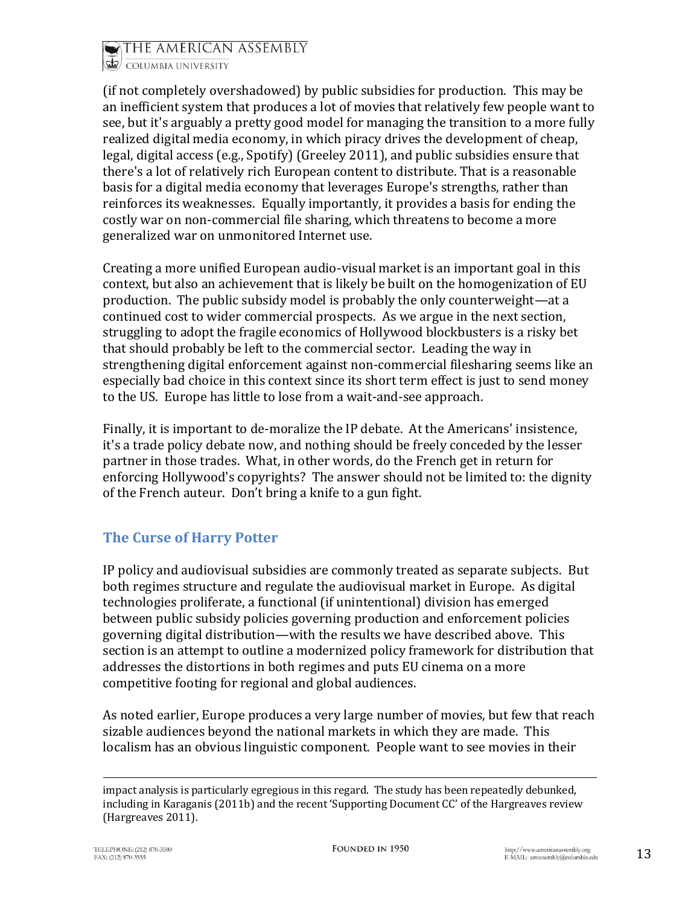(if not completely overshadowed) by public subsidies for production. This may be an inefficient system that produces a lot of movies that relatively few people want to see, but it's arguably a pretty good model for managing the transition to a more fully realized digital media economy, in which piracy drives the development of cheap, legal, digital access (e.g., Spotify) (Greeley 2011), and public subsidies ensure that there's a lot of relatively rich European content to distribute. That is a reasonable basis for a digital media economy that leverages Europe's strengths, rather than reinforces its weaknesses. Equally importantly, it provides a basis for ending the costly war on non-commercial file sharing, which threatens to become a more generalized war on unmonitored Internet use.

Creating a more unified European audio-visual market is an important goal in this context, but also an achievement that is likely be built on the homogenization of EU production. The public subsidy model is probably the only counterweight—at a continued cost to wider commercial prospects. As we argue in the next section, struggling to adopt the fragile economics of Hollywood blockbusters is a risky bet that should probably be left to the commercial sector. Leading the way in strengthening digital enforcement against non-commercial filesharing seems like an especially bad choice in this context since its short term effect is just to send money to the US. Europe has little to lose from a wait-and-see approach.

Finally, it is important to de-moralize the IP debate. At the Americans' insistence, it's a trade policy debate now, and nothing should be freely conceded by the lesser partner in those trades. What, in other words, do the French get in return for enforcing Hollywood's copyrights? The answer should not be limited to: the dignity of the French auteur. Don't bring a knife to a gun fight.

## The Curse of Harry Potter

IP policy and audiovisual subsidies are commonly treated as separate subjects. But both regimes structure and regulate the audiovisual market in Europe. As digital technologies proliferate, a functional (if unintentional) division has emerged between public subsidy policies governing production and enforcement policies governing digital distribution—with the results we have described above. This section is an attempt to outline a modernized policy framework for distribution that addresses the distortions in both regimes and puts EU cinema on a more competitive footing for regional and global audiences.

As noted earlier, Europe produces a very large number of movies, but few that reach sizable audiences beyond the national markets in which they are made. This localism has an obvious linguistic component. People want to see movies in their

---

impact analysis is particularly egregious in this regard. The study has been repeatedly debunked, including in Karaganis (2011b) and the recent 'Supporting Document CC' of the Hargreaves review (Hargreaves 2011).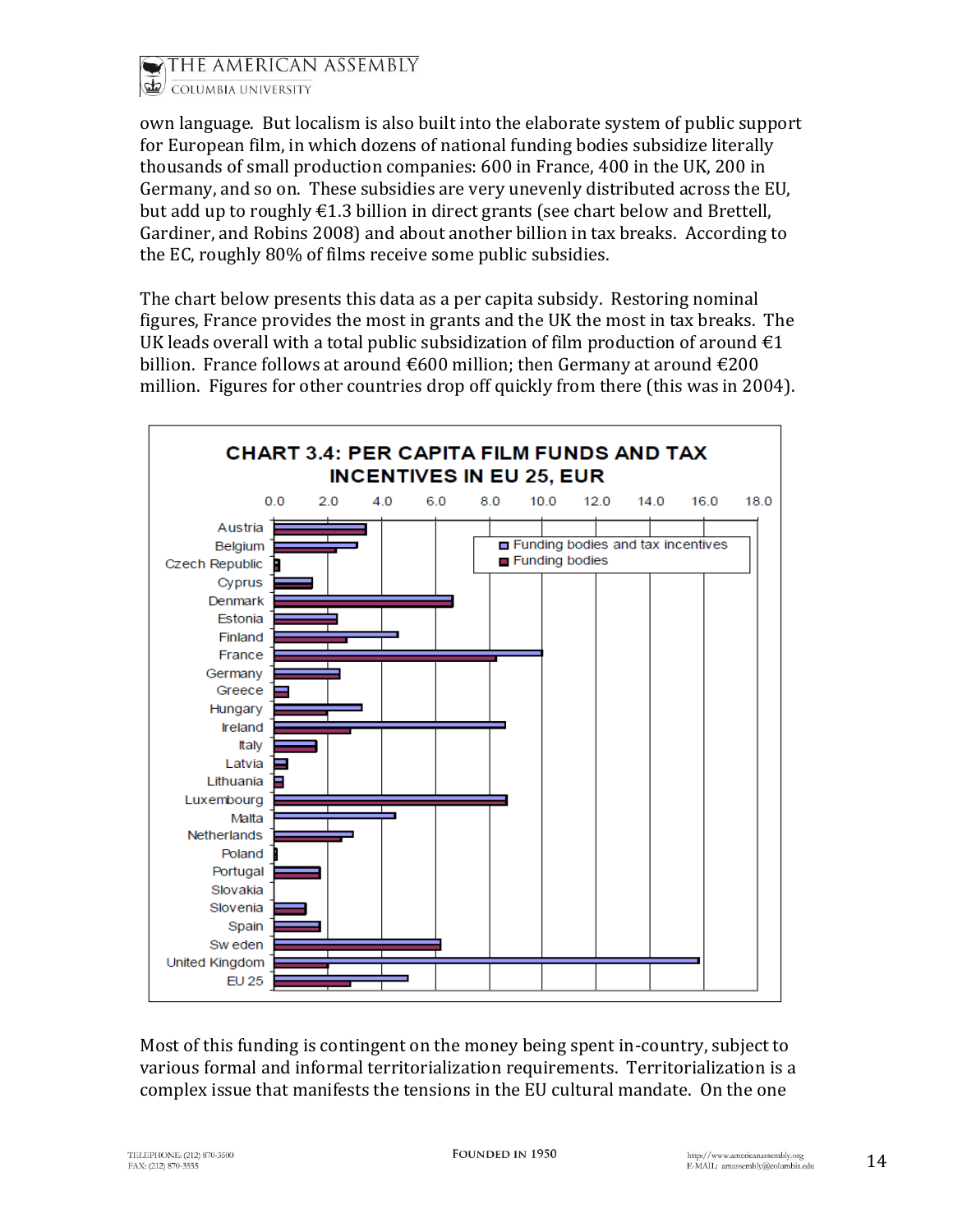own language. But localism is also built into the elaborate system of public support for European film, in which dozens of national funding bodies subsidize literally thousands of small production companies: 600 in France, 400 in the UK, 200 in Germany, and so on. These subsidies are very unevenly distributed across the EU, but add up to roughly €1.3 billion in direct grants (see chart below and Brettell, Gardiner, and Robins 2008) and about another billion in tax breaks. According to the EC, roughly 80% of films receive some public subsidies.

The chart below presents this data as a per capita subsidy. Restoring nominal figures, France provides the most in grants and the UK the most in tax breaks. The UK leads overall with a total public subsidization of film production of around €1 billion. France follows at around €600 million; then Germany at around €200 million. Figures for other countries drop off quickly from there (this was in 2004).

**CHART 3.4: PER CAPITA FILM FUNDS AND TAX INCENTIVES IN EU 25, EUR**

Most of this funding is contingent on the money being spent in-country, subject to various formal and informal territorialization requirements. Territorialization is a complex issue that manifests the tensions in the EU cultural mandate. On the one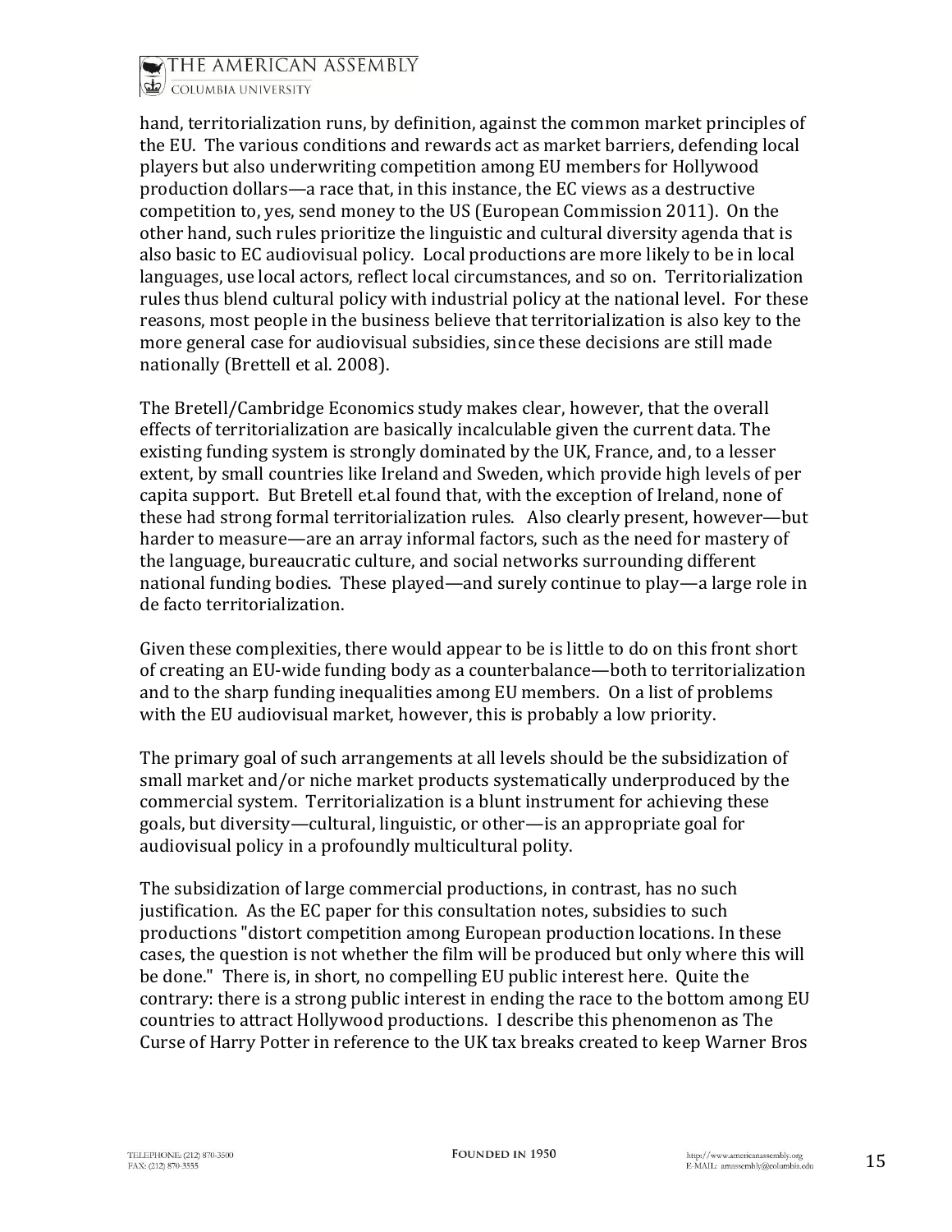hand, territorialization runs, by definition, against the common market principles of the EU. The various conditions and rewards act as market barriers, defending local players but also underwriting competition among EU members for Hollywood production dollars—a race that, in this instance, the EC views as a destructive competition to, yes, send money to the US (European Commission 2011). On the other hand, such rules prioritize the linguistic and cultural diversity agenda that is also basic to EC audiovisual policy. Local productions are more likely to be in local languages, use local actors, reflect local circumstances, and so on. Territorialization rules thus blend cultural policy with industrial policy at the national level. For these reasons, most people in the business believe that territorialization is also key to the more general case for audiovisual subsidies, since these decisions are still made nationally (Brettell et al. 2008).

The Bretell/Cambridge Economics study makes clear, however, that the overall effects of territorialization are basically incalculable given the current data. The existing funding system is strongly dominated by the UK, France, and, to a lesser extent, by small countries like Ireland and Sweden, which provide high levels of per capita support. But Bretell et.al found that, with the exception of Ireland, none of these had strong formal territorialization rules. Also clearly present, however—but harder to measure—are an array informal factors, such as the need for mastery of the language, bureaucratic culture, and social networks surrounding different national funding bodies. These played—and surely continue to play—a large role in de facto territorialization.

Given these complexities, there would appear to be is little to do on this front short of creating an EU-wide funding body as a counterbalance—both to territorialization and to the sharp funding inequalities among EU members. On a list of problems with the EU audiovisual market, however, this is probably a low priority.

The primary goal of such arrangements at all levels should be the subsidization of small market and/or niche market products systematically underproduced by the commercial system. Territorialization is a blunt instrument for achieving these goals, but diversity—cultural, linguistic, or other—is an appropriate goal for audiovisual policy in a profoundly multicultural polity.

The subsidization of large commercial productions, in contrast, has no such justification. As the EC paper for this consultation notes, subsidies to such productions "distort competition among European production locations. In these cases, the question is not whether the film will be produced but only where this will be done." There is, in short, no compelling EU public interest here. Quite the contrary: there is a strong public interest in ending the race to the bottom among EU countries to attract Hollywood productions. I describe this phenomenon as The Curse of Harry Potter in reference to the UK tax breaks created to keep Warner Bros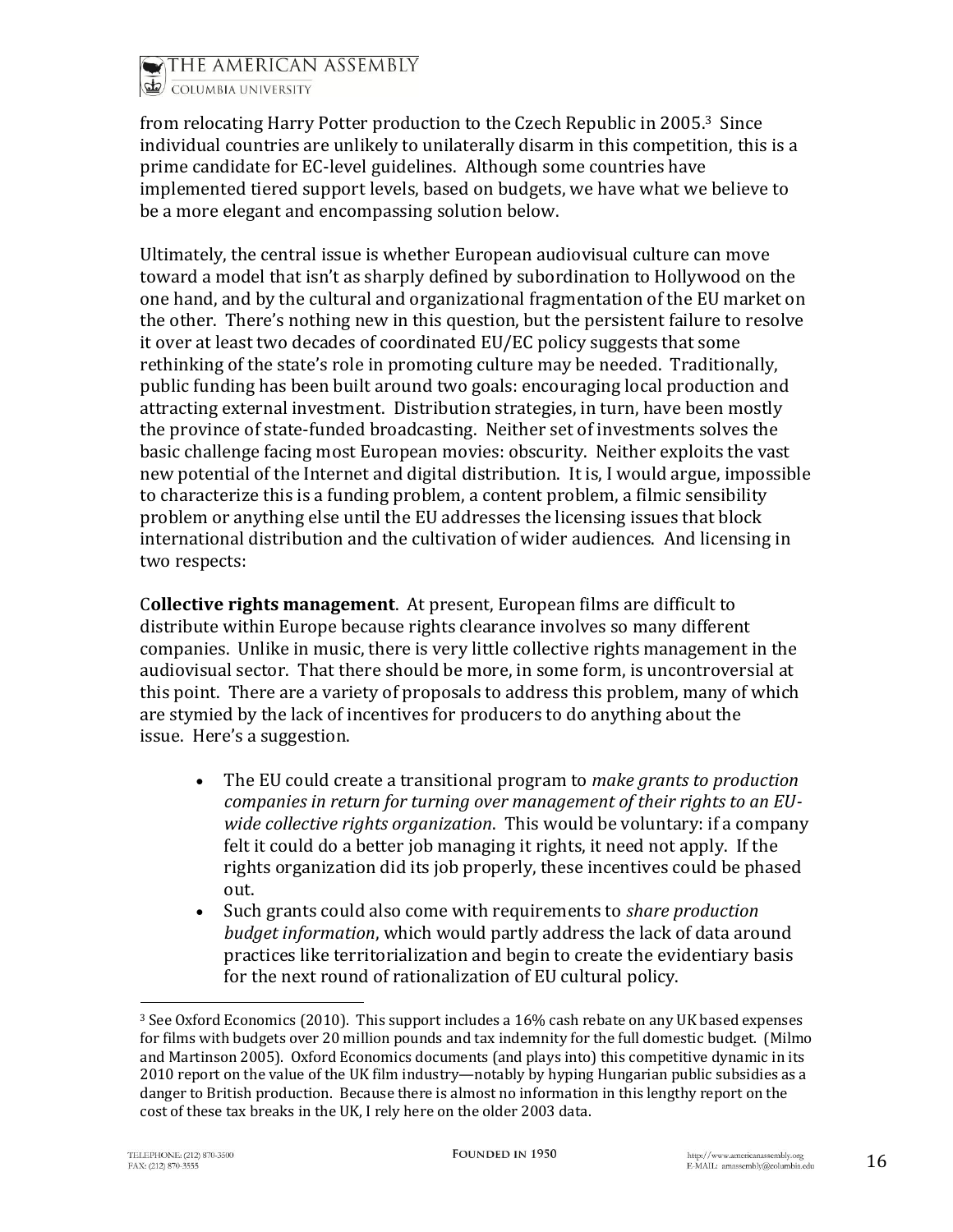from relocating Harry Potter production to the Czech Republic in 2005.[3] Since individual countries are unlikely to unilaterally disarm in this competition, this is a prime candidate for EC-level guidelines. Although some countries have implemented tiered support levels, based on budgets, we have what we believe to be a more elegant and encompassing solution below.

Ultimately, the central issue is whether European audiovisual culture can move toward a model that isn't as sharply defined by subordination to Hollywood on the one hand, and by the cultural and organizational fragmentation of the EU market on the other. There's nothing new in this question, but the persistent failure to resolve it over at least two decades of coordinated EU/EC policy suggests that some rethinking of the state's role in promoting culture may be needed. Traditionally, public funding has been built around two goals: encouraging local production and attracting external investment. Distribution strategies, in turn, have been mostly the province of state-funded broadcasting. Neither set of investments solves the basic challenge facing most European movies: obscurity. Neither exploits the vast new potential of the Internet and digital distribution. It is, I would argue, impossible to characterize this is a funding problem, a content problem, a filmic sensibility problem or anything else until the EU addresses the licensing issues that block international distribution and the cultivation of wider audiences. And licensing in two respects:

**Collective rights management**. At present, European films are difficult to distribute within Europe because rights clearance involves so many different companies. Unlike in music, there is very little collective rights management in the audiovisual sector. That there should be more, in some form, is uncontroversial at this point. There are a variety of proposals to address this problem, many of which are stymied by the lack of incentives for producers to do anything about the issue. Here's a suggestion.

- The EU could create a transitional program to *make grants to production companies in return for turning over management of their rights to an EU-wide collective rights organization*. This would be voluntary: if a company felt it could do a better job managing it rights, it need not apply. If the rights organization did its job properly, these incentives could be phased out.
- Such grants could also come with requirements to *share production budget information*, which would partly address the lack of data around practices like territorialization and begin to create the evidentiary basis for the next round of rationalization of EU cultural policy.

---

[3] See Oxford Economics (2010). This support includes a 16% cash rebate on any UK based expenses for films with budgets over 20 million pounds and tax indemnity for the full domestic budget. (Milmo and Martinson 2005). Oxford Economics documents (and plays into) this competitive dynamic in its 2010 report on the value of the UK film industry—notably by hyping Hungarian public subsidies as a danger to British production. Because there is almost no information in this lengthy report on the cost of these tax breaks in the UK, I rely here on the older 2003 data.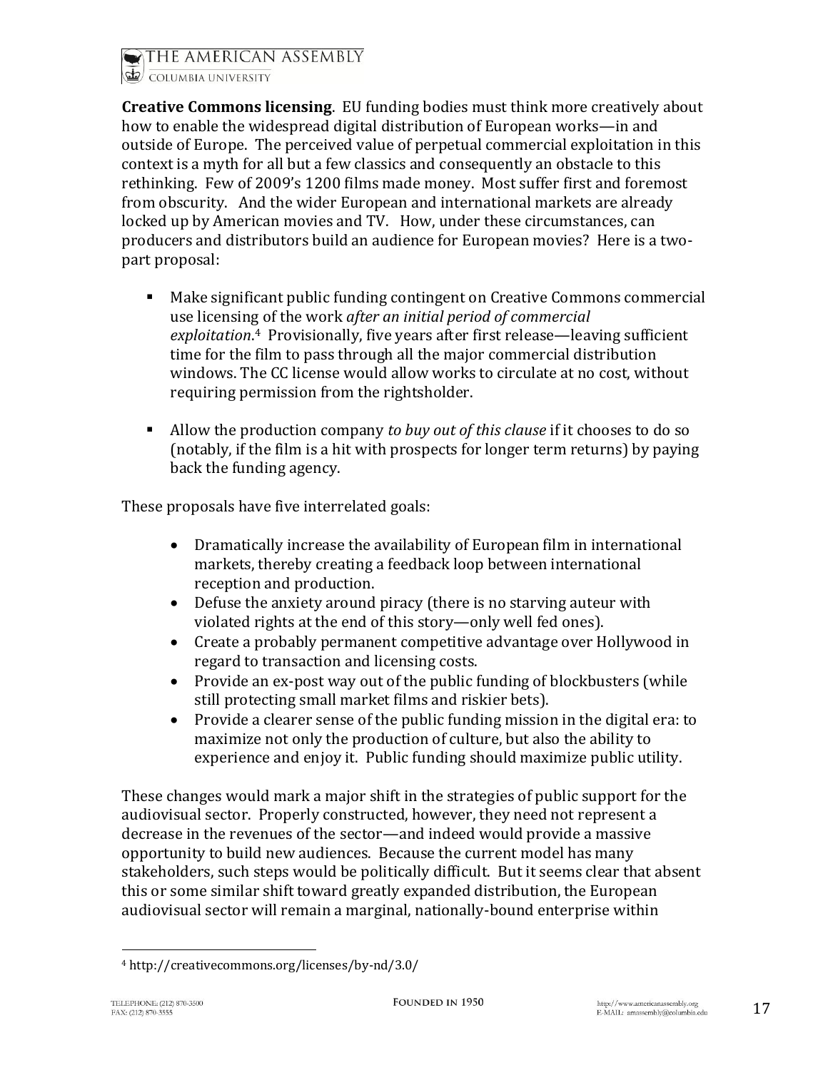**Creative Commons licensing**. EU funding bodies must think more creatively about how to enable the widespread digital distribution of European works—in and outside of Europe. The perceived value of perpetual commercial exploitation in this context is a myth for all but a few classics and consequently an obstacle to this rethinking. Few of 2009's 1200 films made money. Most suffer first and foremost from obscurity. And the wider European and international markets are already locked up by American movies and TV. How, under these circumstances, can producers and distributors build an audience for European movies? Here is a two-part proposal:

- Make significant public funding contingent on Creative Commons commercial use licensing of the work *after an initial period of commercial exploitation*.[4] Provisionally, five years after first release—leaving sufficient time for the film to pass through all the major commercial distribution windows. The CC license would allow works to circulate at no cost, without requiring permission from the rightsholder.

- Allow the production company *to buy out of this clause* if it chooses to do so (notably, if the film is a hit with prospects for longer term returns) by paying back the funding agency.

These proposals have five interrelated goals:

- Dramatically increase the availability of European film in international markets, thereby creating a feedback loop between international reception and production.
- Defuse the anxiety around piracy (there is no starving auteur with violated rights at the end of this story—only well fed ones).
- Create a probably permanent competitive advantage over Hollywood in regard to transaction and licensing costs.
- Provide an ex-post way out of the public funding of blockbusters (while still protecting small market films and riskier bets).
- Provide a clearer sense of the public funding mission in the digital era: to maximize not only the production of culture, but also the ability to experience and enjoy it. Public funding should maximize public utility.

These changes would mark a major shift in the strategies of public support for the audiovisual sector. Properly constructed, however, they need not represent a decrease in the revenues of the sector—and indeed would provide a massive opportunity to build new audiences. Because the current model has many stakeholders, such steps would be politically difficult. But it seems clear that absent this or some similar shift toward greatly expanded distribution, the European audiovisual sector will remain a marginal, nationally-bound enterprise within

[4] http://creativecommons.org/licenses/by-nd/3.0/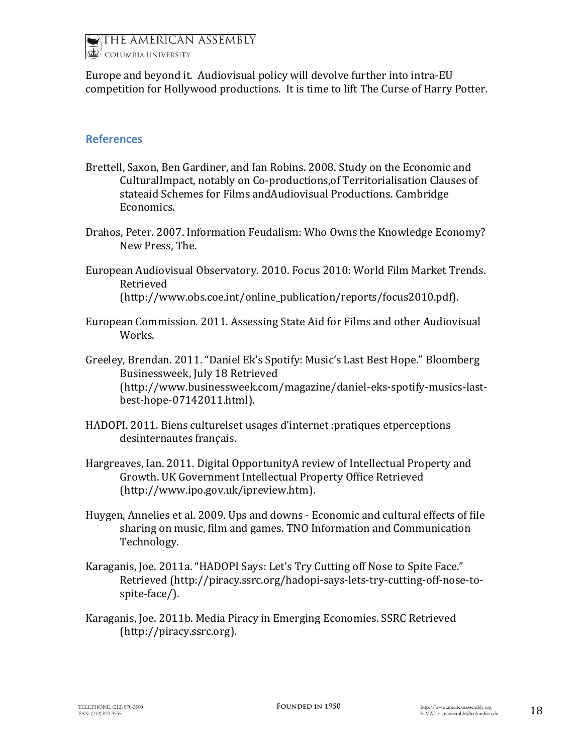Europe and beyond it. Audiovisual policy will devolve further into intra-EU competition for Hollywood productions. It is time to lift The Curse of Harry Potter.

## References

Brettell, Saxon, Ben Gardiner, and Ian Robins. 2008. Study on the Economic and CulturalImpact, notably on Co-productions,of Territorialisation Clauses of stateaid Schemes for Films andAudiovisual Productions. Cambridge Economics.

Drahos, Peter. 2007. Information Feudalism: Who Owns the Knowledge Economy? New Press, The.

European Audiovisual Observatory. 2010. Focus 2010: World Film Market Trends. Retrieved (http://www.obs.coe.int/online_publication/reports/focus2010.pdf).

European Commission. 2011. Assessing State Aid for Films and other Audiovisual Works.

Greeley, Brendan. 2011. "Daniel Ek's Spotify: Music's Last Best Hope." Bloomberg Businessweek, July 18 Retrieved (http://www.businessweek.com/magazine/daniel-eks-spotify-musics-last-best-hope-07142011.html).

HADOPI. 2011. Biens culturelset usages d'internet :pratiques etperceptions desinternautes français.

Hargreaves, Ian. 2011. Digital OpportunityA review of Intellectual Property and Growth. UK Government Intellectual Property Office Retrieved (http://www.ipo.gov.uk/ipreview.htm).

Huygen, Annelies et al. 2009. Ups and downs - Economic and cultural effects of file sharing on music, film and games. TNO Information and Communication Technology.

Karaganis, Joe. 2011a. "HADOPI Says: Let's Try Cutting off Nose to Spite Face." Retrieved (http://piracy.ssrc.org/hadopi-says-lets-try-cutting-off-nose-to-spite-face/).

Karaganis, Joe. 2011b. Media Piracy in Emerging Economies. SSRC Retrieved (http://piracy.ssrc.org).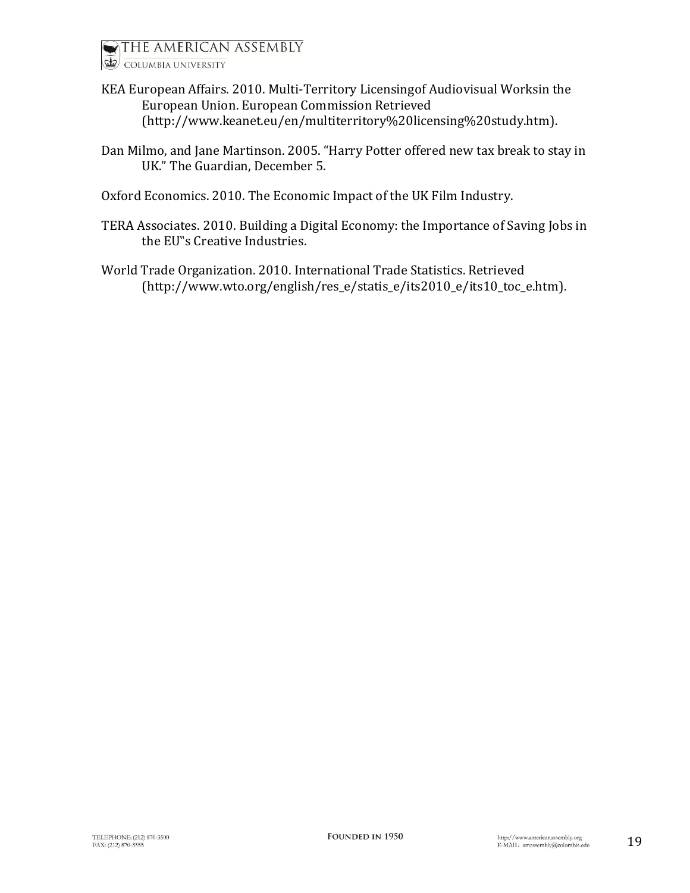KEA European Affairs. 2010. Multi-Territory Licensingof Audiovisual Worksin the European Union. European Commission Retrieved (http://www.keanet.eu/en/multiterritory%20licensing%20study.htm).

Dan Milmo, and Jane Martinson. 2005. "Harry Potter offered new tax break to stay in UK." The Guardian, December 5.

Oxford Economics. 2010. The Economic Impact of the UK Film Industry.

TERA Associates. 2010. Building a Digital Economy: the Importance of Saving Jobs in the EU‟s Creative Industries.

World Trade Organization. 2010. International Trade Statistics. Retrieved (http://www.wto.org/english/res_e/statis_e/its2010_e/its10_toc_e.htm).